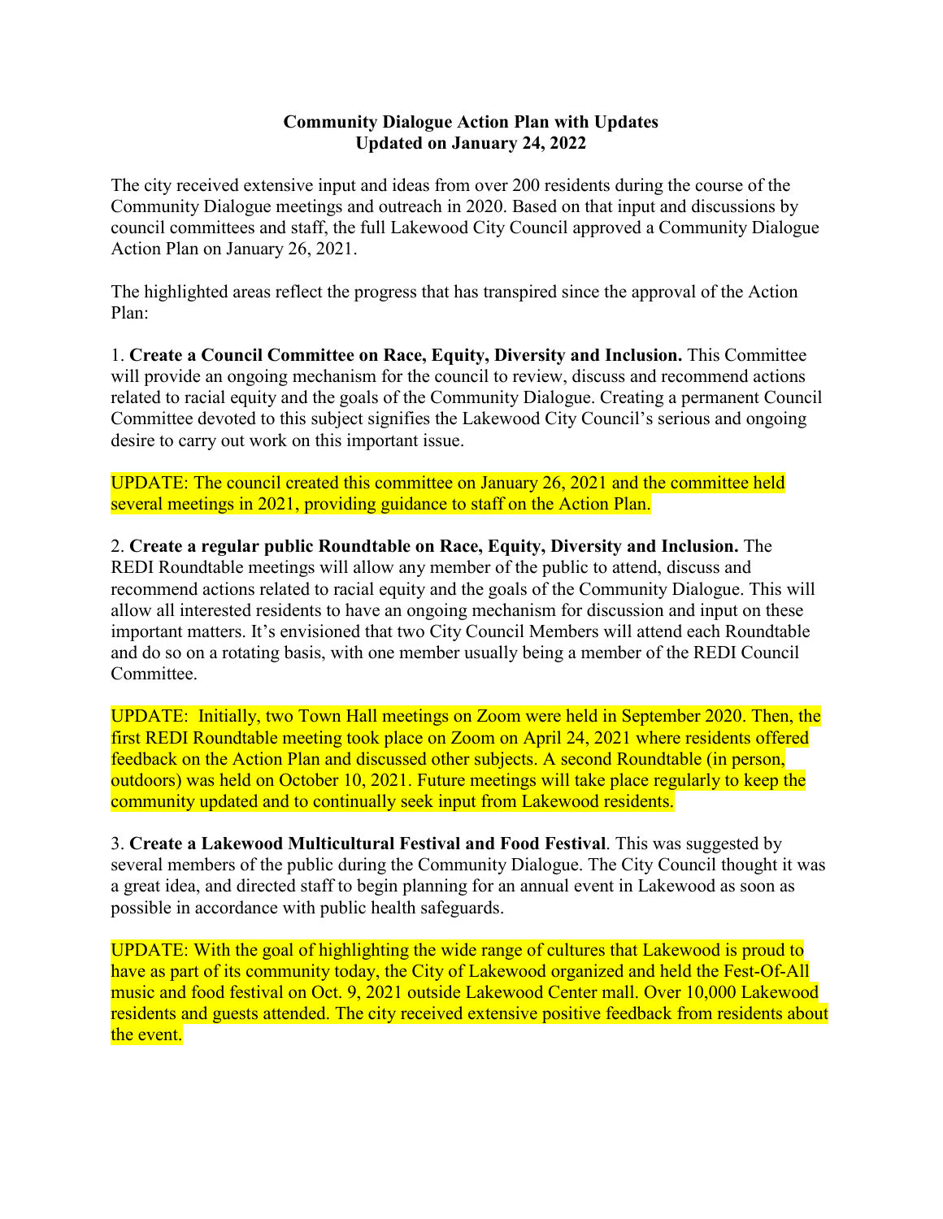**Community Dialogue Action Plan with Updates**
**Updated on January 24, 2022**

The city received extensive input and ideas from over 200 residents during the course of the Community Dialogue meetings and outreach in 2020. Based on that input and discussions by council committees and staff, the full Lakewood City Council approved a Community Dialogue Action Plan on January 26, 2021.

The highlighted areas reflect the progress that has transpired since the approval of the Action Plan:

1. **Create a Council Committee on Race, Equity, Diversity and Inclusion.** This Committee will provide an ongoing mechanism for the council to review, discuss and recommend actions related to racial equity and the goals of the Community Dialogue. Creating a permanent Council Committee devoted to this subject signifies the Lakewood City Council's serious and ongoing desire to carry out work on this important issue.

UPDATE: The council created this committee on January 26, 2021 and the committee held several meetings in 2021, providing guidance to staff on the Action Plan.

2. **Create a regular public Roundtable on Race, Equity, Diversity and Inclusion.** The REDI Roundtable meetings will allow any member of the public to attend, discuss and recommend actions related to racial equity and the goals of the Community Dialogue. This will allow all interested residents to have an ongoing mechanism for discussion and input on these important matters. It's envisioned that two City Council Members will attend each Roundtable and do so on a rotating basis, with one member usually being a member of the REDI Council Committee.

UPDATE: Initially, two Town Hall meetings on Zoom were held in September 2020. Then, the first REDI Roundtable meeting took place on Zoom on April 24, 2021 where residents offered feedback on the Action Plan and discussed other subjects. A second Roundtable (in person, outdoors) was held on October 10, 2021. Future meetings will take place regularly to keep the community updated and to continually seek input from Lakewood residents.

3. **Create a Lakewood Multicultural Festival and Food Festival**. This was suggested by several members of the public during the Community Dialogue. The City Council thought it was a great idea, and directed staff to begin planning for an annual event in Lakewood as soon as possible in accordance with public health safeguards.

UPDATE: With the goal of highlighting the wide range of cultures that Lakewood is proud to have as part of its community today, the City of Lakewood organized and held the Fest-Of-All music and food festival on Oct. 9, 2021 outside Lakewood Center mall. Over 10,000 Lakewood residents and guests attended. The city received extensive positive feedback from residents about the event.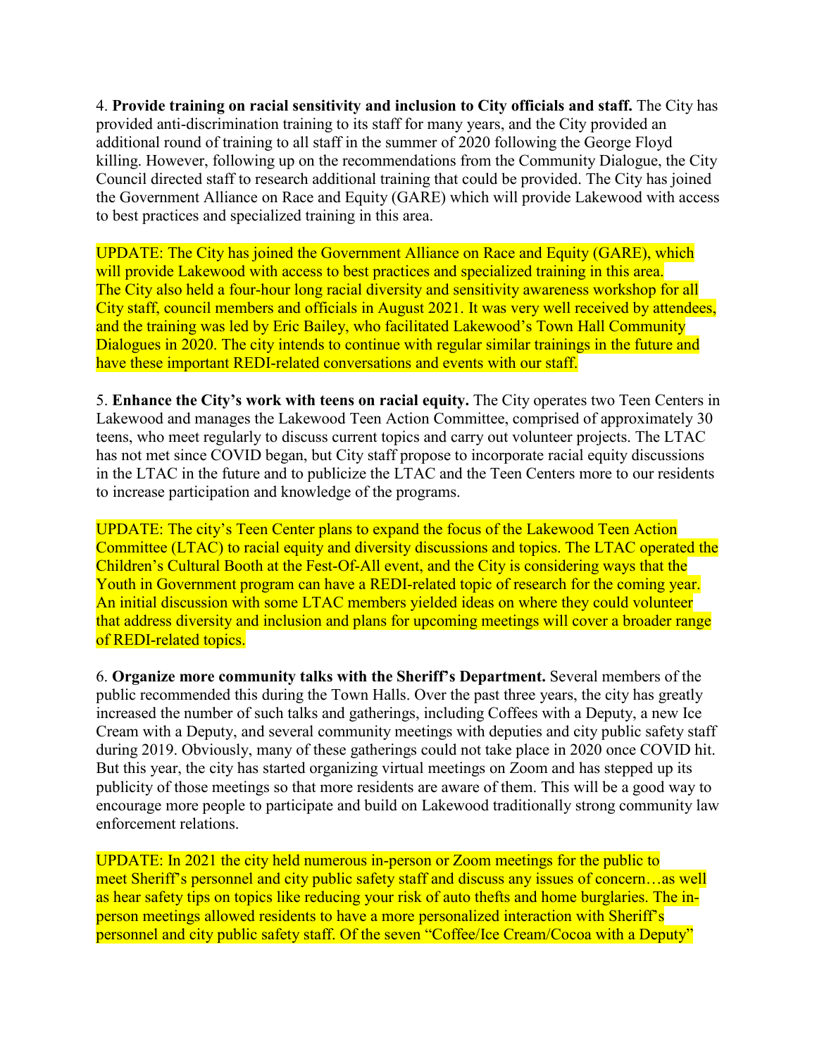4. **Provide training on racial sensitivity and inclusion to City officials and staff.** The City has provided anti-discrimination training to its staff for many years, and the City provided an additional round of training to all staff in the summer of 2020 following the George Floyd killing. However, following up on the recommendations from the Community Dialogue, the City Council directed staff to research additional training that could be provided. The City has joined the Government Alliance on Race and Equity (GARE) which will provide Lakewood with access to best practices and specialized training in this area.

UPDATE: The City has joined the Government Alliance on Race and Equity (GARE), which will provide Lakewood with access to best practices and specialized training in this area. The City also held a four-hour long racial diversity and sensitivity awareness workshop for all City staff, council members and officials in August 2021. It was very well received by attendees, and the training was led by Eric Bailey, who facilitated Lakewood's Town Hall Community Dialogues in 2020. The city intends to continue with regular similar trainings in the future and have these important REDI-related conversations and events with our staff.

5. **Enhance the City's work with teens on racial equity.** The City operates two Teen Centers in Lakewood and manages the Lakewood Teen Action Committee, comprised of approximately 30 teens, who meet regularly to discuss current topics and carry out volunteer projects. The LTAC has not met since COVID began, but City staff propose to incorporate racial equity discussions in the LTAC in the future and to publicize the LTAC and the Teen Centers more to our residents to increase participation and knowledge of the programs.

UPDATE: The city's Teen Center plans to expand the focus of the Lakewood Teen Action Committee (LTAC) to racial equity and diversity discussions and topics. The LTAC operated the Children's Cultural Booth at the Fest-Of-All event, and the City is considering ways that the Youth in Government program can have a REDI-related topic of research for the coming year. An initial discussion with some LTAC members yielded ideas on where they could volunteer that address diversity and inclusion and plans for upcoming meetings will cover a broader range of REDI-related topics.

6. **Organize more community talks with the Sheriff's Department.** Several members of the public recommended this during the Town Halls. Over the past three years, the city has greatly increased the number of such talks and gatherings, including Coffees with a Deputy, a new Ice Cream with a Deputy, and several community meetings with deputies and city public safety staff during 2019. Obviously, many of these gatherings could not take place in 2020 once COVID hit. But this year, the city has started organizing virtual meetings on Zoom and has stepped up its publicity of those meetings so that more residents are aware of them. This will be a good way to encourage more people to participate and build on Lakewood traditionally strong community law enforcement relations.

UPDATE: In 2021 the city held numerous in-person or Zoom meetings for the public to meet Sheriff's personnel and city public safety staff and discuss any issues of concern…as well as hear safety tips on topics like reducing your risk of auto thefts and home burglaries. The in-person meetings allowed residents to have a more personalized interaction with Sheriff's personnel and city public safety staff. Of the seven "Coffee/Ice Cream/Cocoa with a Deputy"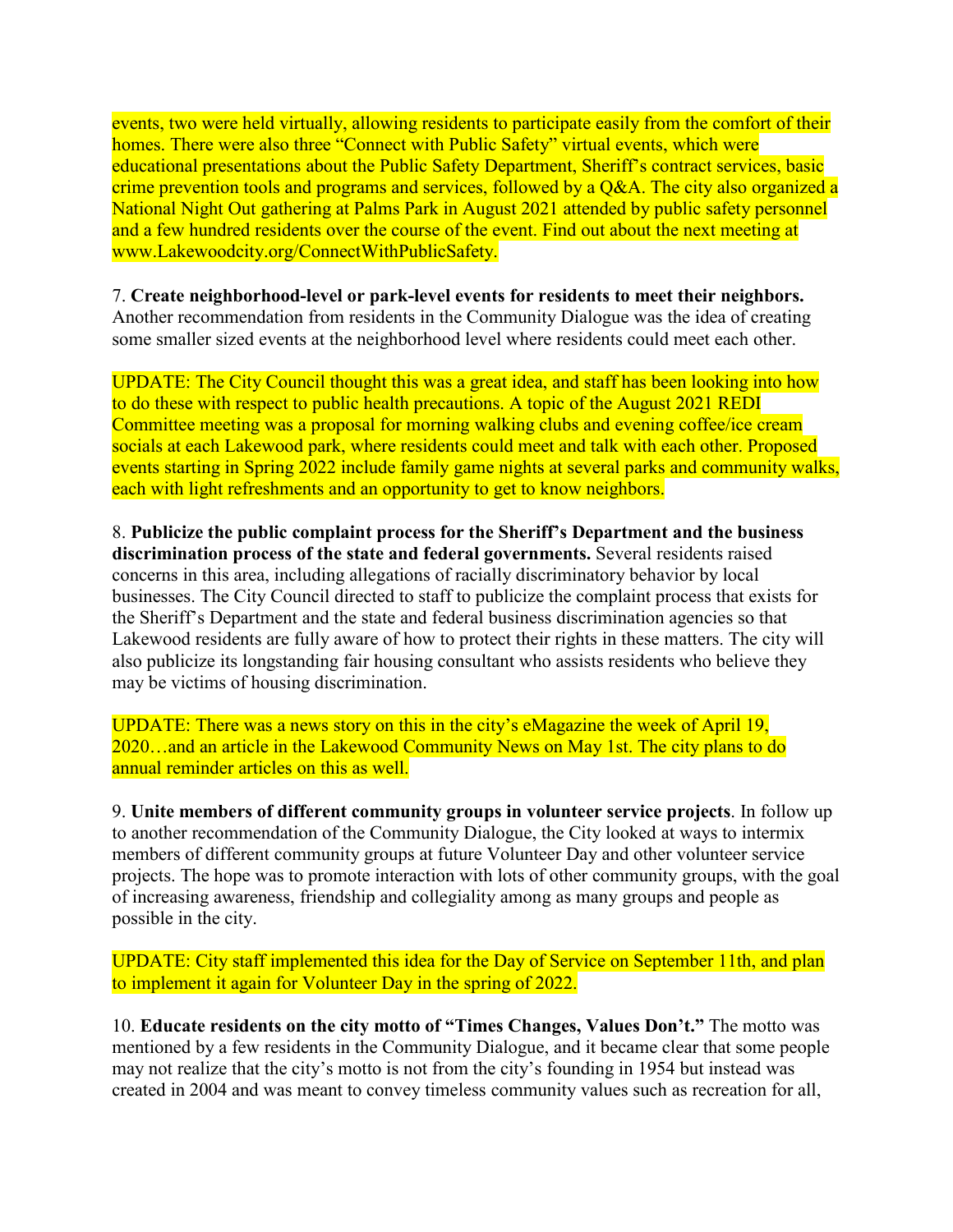events, two were held virtually, allowing residents to participate easily from the comfort of their homes. There were also three "Connect with Public Safety" virtual events, which were educational presentations about the Public Safety Department, Sheriff's contract services, basic crime prevention tools and programs and services, followed by a Q&A. The city also organized a National Night Out gathering at Palms Park in August 2021 attended by public safety personnel and a few hundred residents over the course of the event. Find out about the next meeting at www.Lakewoodcity.org/ConnectWithPublicSafety.

7. **Create neighborhood-level or park-level events for residents to meet their neighbors.** Another recommendation from residents in the Community Dialogue was the idea of creating some smaller sized events at the neighborhood level where residents could meet each other.

UPDATE: The City Council thought this was a great idea, and staff has been looking into how to do these with respect to public health precautions. A topic of the August 2021 REDI Committee meeting was a proposal for morning walking clubs and evening coffee/ice cream socials at each Lakewood park, where residents could meet and talk with each other. Proposed events starting in Spring 2022 include family game nights at several parks and community walks, each with light refreshments and an opportunity to get to know neighbors.

8. **Publicize the public complaint process for the Sheriff's Department and the business discrimination process of the state and federal governments.** Several residents raised concerns in this area, including allegations of racially discriminatory behavior by local businesses. The City Council directed to staff to publicize the complaint process that exists for the Sheriff's Department and the state and federal business discrimination agencies so that Lakewood residents are fully aware of how to protect their rights in these matters. The city will also publicize its longstanding fair housing consultant who assists residents who believe they may be victims of housing discrimination.

UPDATE: There was a news story on this in the city's eMagazine the week of April 19, 2020…and an article in the Lakewood Community News on May 1st. The city plans to do annual reminder articles on this as well.

9. **Unite members of different community groups in volunteer service projects**. In follow up to another recommendation of the Community Dialogue, the City looked at ways to intermix members of different community groups at future Volunteer Day and other volunteer service projects. The hope was to promote interaction with lots of other community groups, with the goal of increasing awareness, friendship and collegiality among as many groups and people as possible in the city.

UPDATE: City staff implemented this idea for the Day of Service on September 11th, and plan to implement it again for Volunteer Day in the spring of 2022.

10. **Educate residents on the city motto of "Times Changes, Values Don't."** The motto was mentioned by a few residents in the Community Dialogue, and it became clear that some people may not realize that the city's motto is not from the city's founding in 1954 but instead was created in 2004 and was meant to convey timeless community values such as recreation for all,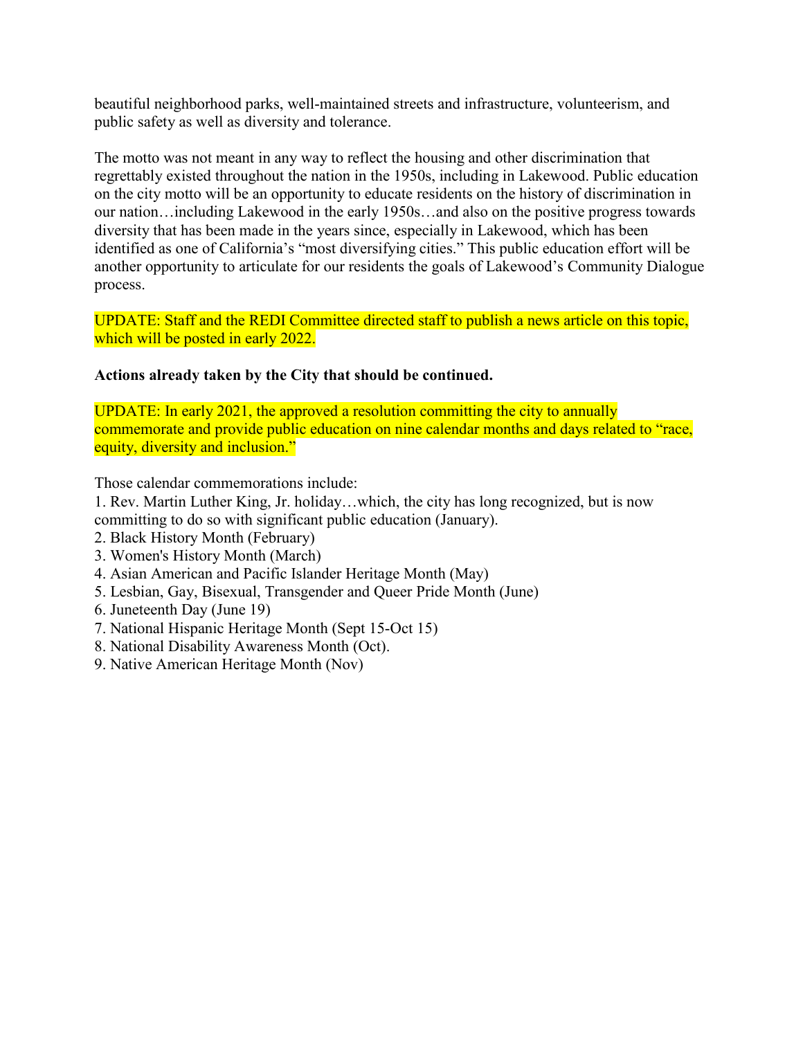beautiful neighborhood parks, well-maintained streets and infrastructure, volunteerism, and public safety as well as diversity and tolerance.

The motto was not meant in any way to reflect the housing and other discrimination that regrettably existed throughout the nation in the 1950s, including in Lakewood. Public education on the city motto will be an opportunity to educate residents on the history of discrimination in our nation…including Lakewood in the early 1950s…and also on the positive progress towards diversity that has been made in the years since, especially in Lakewood, which has been identified as one of California's "most diversifying cities." This public education effort will be another opportunity to articulate for our residents the goals of Lakewood's Community Dialogue process.

UPDATE: Staff and the REDI Committee directed staff to publish a news article on this topic, which will be posted in early 2022.

**Actions already taken by the City that should be continued.**

UPDATE: In early 2021, the approved a resolution committing the city to annually commemorate and provide public education on nine calendar months and days related to "race, equity, diversity and inclusion."

Those calendar commemorations include:

1. Rev. Martin Luther King, Jr. holiday…which, the city has long recognized, but is now committing to do so with significant public education (January).
2. Black History Month (February)
3. Women's History Month (March)
4. Asian American and Pacific Islander Heritage Month (May)
5. Lesbian, Gay, Bisexual, Transgender and Queer Pride Month (June)
6. Juneteenth Day (June 19)
7. National Hispanic Heritage Month (Sept 15-Oct 15)
8. National Disability Awareness Month (Oct).
9. Native American Heritage Month (Nov)